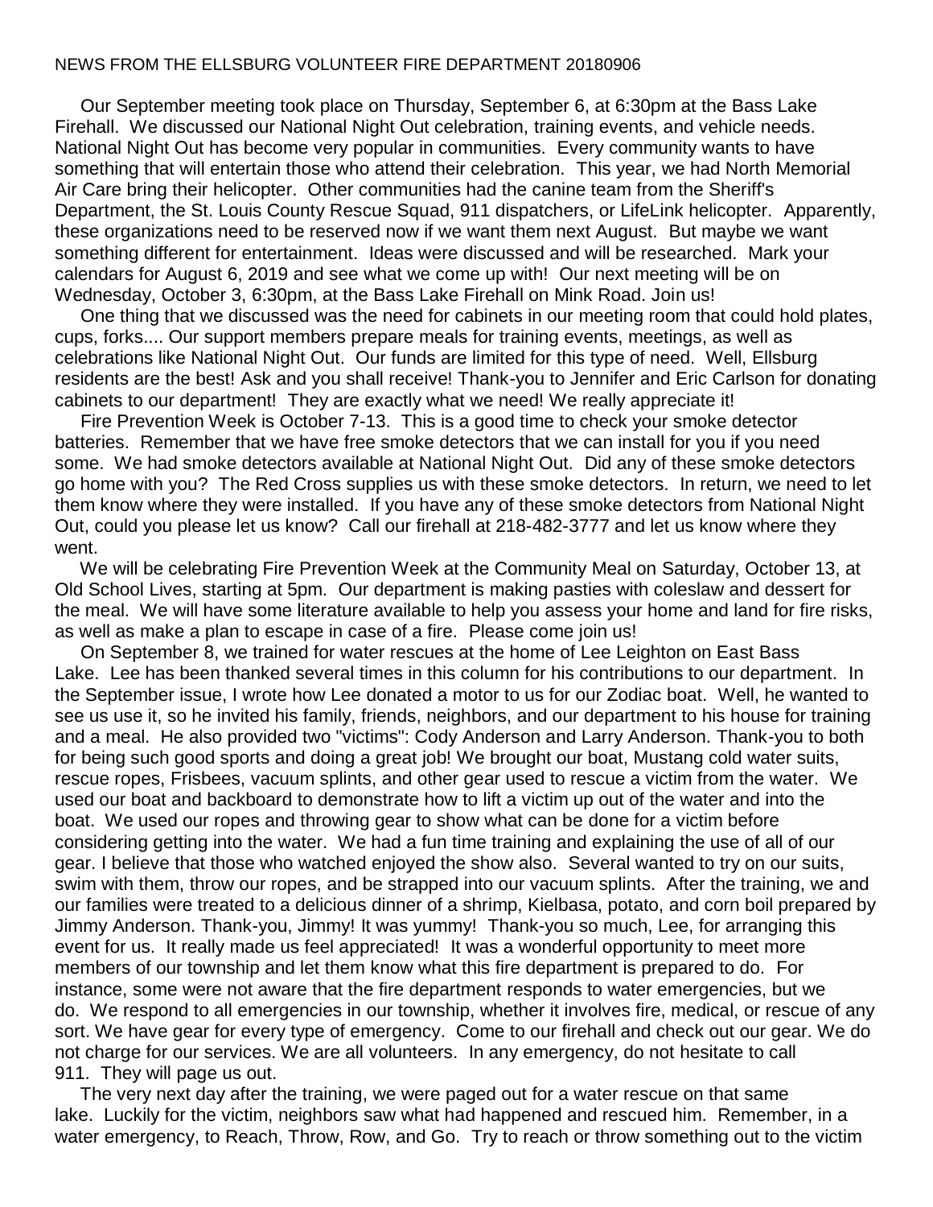NEWS FROM THE ELLSBURG VOLUNTEER FIRE DEPARTMENT 20180906

Our September meeting took place on Thursday, September 6, at 6:30pm at the Bass Lake Firehall. We discussed our National Night Out celebration, training events, and vehicle needs. National Night Out has become very popular in communities. Every community wants to have something that will entertain those who attend their celebration. This year, we had North Memorial Air Care bring their helicopter. Other communities had the canine team from the Sheriff's Department, the St. Louis County Rescue Squad, 911 dispatchers, or LifeLink helicopter. Apparently, these organizations need to be reserved now if we want them next August. But maybe we want something different for entertainment. Ideas were discussed and will be researched. Mark your calendars for August 6, 2019 and see what we come up with! Our next meeting will be on Wednesday, October 3, 6:30pm, at the Bass Lake Firehall on Mink Road. Join us!

One thing that we discussed was the need for cabinets in our meeting room that could hold plates, cups, forks.... Our support members prepare meals for training events, meetings, as well as celebrations like National Night Out. Our funds are limited for this type of need. Well, Ellsburg residents are the best! Ask and you shall receive! Thank-you to Jennifer and Eric Carlson for donating cabinets to our department! They are exactly what we need! We really appreciate it!

Fire Prevention Week is October 7-13. This is a good time to check your smoke detector batteries. Remember that we have free smoke detectors that we can install for you if you need some. We had smoke detectors available at National Night Out. Did any of these smoke detectors go home with you? The Red Cross supplies us with these smoke detectors. In return, we need to let them know where they were installed. If you have any of these smoke detectors from National Night Out, could you please let us know? Call our firehall at 218-482-3777 and let us know where they went.

We will be celebrating Fire Prevention Week at the Community Meal on Saturday, October 13, at Old School Lives, starting at 5pm. Our department is making pasties with coleslaw and dessert for the meal. We will have some literature available to help you assess your home and land for fire risks, as well as make a plan to escape in case of a fire. Please come join us!

On September 8, we trained for water rescues at the home of Lee Leighton on East Bass Lake. Lee has been thanked several times in this column for his contributions to our department. In the September issue, I wrote how Lee donated a motor to us for our Zodiac boat. Well, he wanted to see us use it, so he invited his family, friends, neighbors, and our department to his house for training and a meal. He also provided two "victims": Cody Anderson and Larry Anderson. Thank-you to both for being such good sports and doing a great job! We brought our boat, Mustang cold water suits, rescue ropes, Frisbees, vacuum splints, and other gear used to rescue a victim from the water. We used our boat and backboard to demonstrate how to lift a victim up out of the water and into the boat. We used our ropes and throwing gear to show what can be done for a victim before considering getting into the water. We had a fun time training and explaining the use of all of our gear. I believe that those who watched enjoyed the show also. Several wanted to try on our suits, swim with them, throw our ropes, and be strapped into our vacuum splints. After the training, we and our families were treated to a delicious dinner of a shrimp, Kielbasa, potato, and corn boil prepared by Jimmy Anderson. Thank-you, Jimmy! It was yummy! Thank-you so much, Lee, for arranging this event for us. It really made us feel appreciated! It was a wonderful opportunity to meet more members of our township and let them know what this fire department is prepared to do. For instance, some were not aware that the fire department responds to water emergencies, but we do. We respond to all emergencies in our township, whether it involves fire, medical, or rescue of any sort. We have gear for every type of emergency. Come to our firehall and check out our gear. We do not charge for our services. We are all volunteers. In any emergency, do not hesitate to call 911. They will page us out.

The very next day after the training, we were paged out for a water rescue on that same lake. Luckily for the victim, neighbors saw what had happened and rescued him. Remember, in a water emergency, to Reach, Throw, Row, and Go. Try to reach or throw something out to the victim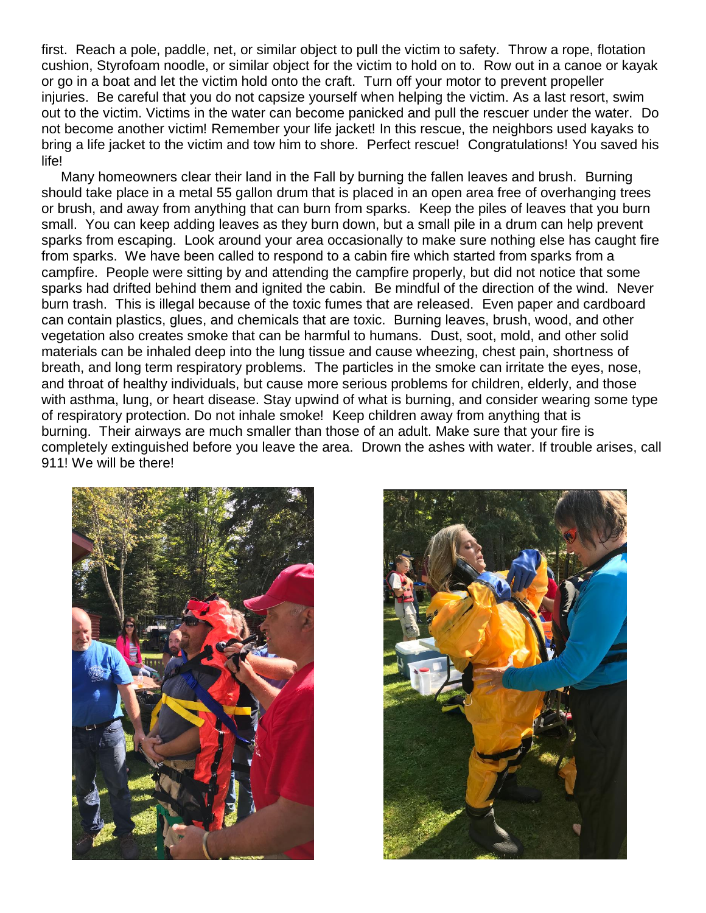first. Reach a pole, paddle, net, or similar object to pull the victim to safety. Throw a rope, flotation cushion, Styrofoam noodle, or similar object for the victim to hold on to. Row out in a canoe or kayak or go in a boat and let the victim hold onto the craft. Turn off your motor to prevent propeller injuries. Be careful that you do not capsize yourself when helping the victim. As a last resort, swim out to the victim. Victims in the water can become panicked and pull the rescuer under the water. Do not become another victim! Remember your life jacket! In this rescue, the neighbors used kayaks to bring a life jacket to the victim and tow him to shore. Perfect rescue! Congratulations! You saved his life!

Many homeowners clear their land in the Fall by burning the fallen leaves and brush. Burning should take place in a metal 55 gallon drum that is placed in an open area free of overhanging trees or brush, and away from anything that can burn from sparks. Keep the piles of leaves that you burn small. You can keep adding leaves as they burn down, but a small pile in a drum can help prevent sparks from escaping. Look around your area occasionally to make sure nothing else has caught fire from sparks. We have been called to respond to a cabin fire which started from sparks from a campfire. People were sitting by and attending the campfire properly, but did not notice that some sparks had drifted behind them and ignited the cabin. Be mindful of the direction of the wind. Never burn trash. This is illegal because of the toxic fumes that are released. Even paper and cardboard can contain plastics, glues, and chemicals that are toxic. Burning leaves, brush, wood, and other vegetation also creates smoke that can be harmful to humans. Dust, soot, mold, and other solid materials can be inhaled deep into the lung tissue and cause wheezing, chest pain, shortness of breath, and long term respiratory problems. The particles in the smoke can irritate the eyes, nose, and throat of healthy individuals, but cause more serious problems for children, elderly, and those with asthma, lung, or heart disease. Stay upwind of what is burning, and consider wearing some type of respiratory protection. Do not inhale smoke! Keep children away from anything that is burning. Their airways are much smaller than those of an adult. Make sure that your fire is completely extinguished before you leave the area. Drown the ashes with water. If trouble arises, call 911! We will be there!